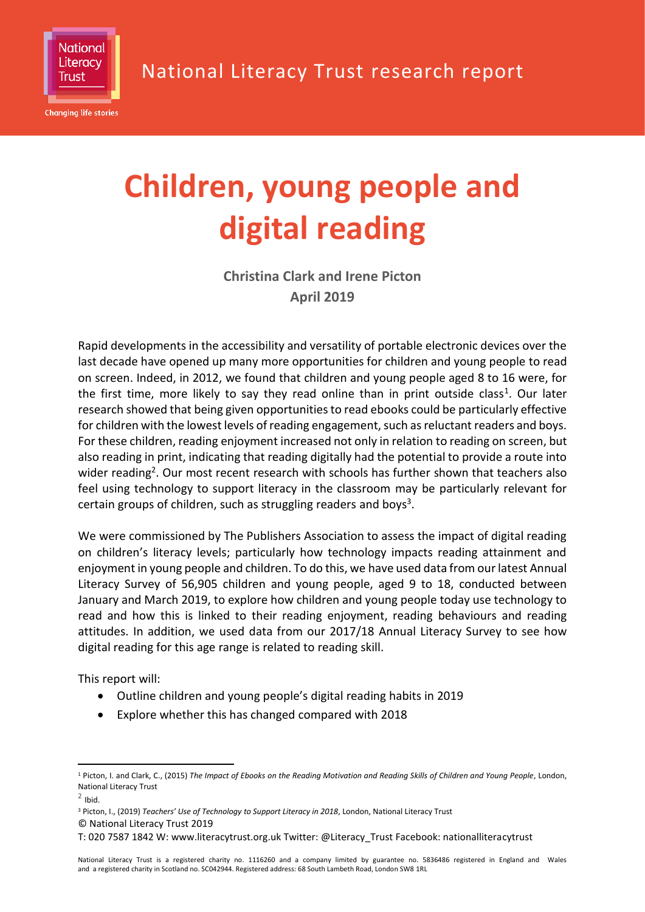National Literacy Trust research report

# Children, young people and digital reading

**Christina Clark and Irene Picton**
**April 2019**

Rapid developments in the accessibility and versatility of portable electronic devices over the last decade have opened up many more opportunities for children and young people to read on screen. Indeed, in 2012, we found that children and young people aged 8 to 16 were, for the first time, more likely to say they read online than in print outside class[1]. Our later research showed that being given opportunities to read ebooks could be particularly effective for children with the lowest levels of reading engagement, such as reluctant readers and boys. For these children, reading enjoyment increased not only in relation to reading on screen, but also reading in print, indicating that reading digitally had the potential to provide a route into wider reading[2]. Our most recent research with schools has further shown that teachers also feel using technology to support literacy in the classroom may be particularly relevant for certain groups of children, such as struggling readers and boys[3].

We were commissioned by The Publishers Association to assess the impact of digital reading on children's literacy levels; particularly how technology impacts reading attainment and enjoyment in young people and children. To do this, we have used data from our latest Annual Literacy Survey of 56,905 children and young people, aged 9 to 18, conducted between January and March 2019, to explore how children and young people today use technology to read and how this is linked to their reading enjoyment, reading behaviours and reading attitudes. In addition, we used data from our 2017/18 Annual Literacy Survey to see how digital reading for this age range is related to reading skill.

This report will:

- Outline children and young people's digital reading habits in 2019
- Explore whether this has changed compared with 2018

[1] Picton, I. and Clark, C., (2015) *The Impact of Ebooks on the Reading Motivation and Reading Skills of Children and Young People*, London, National Literacy Trust

[2] Ibid.

[3] Picton, I., (2019) *Teachers' Use of Technology to Support Literacy in 2018*, London, National Literacy Trust

© National Literacy Trust 2019

T: 020 7587 1842 W: www.literacytrust.org.uk Twitter: @Literacy_Trust Facebook: nationalliteracytrust

National Literacy Trust is a registered charity no. 1116260 and a company limited by guarantee no. 5836486 registered in England and Wales and a registered charity in Scotland no. SC042944. Registered address: 68 South Lambeth Road, London SW8 1RL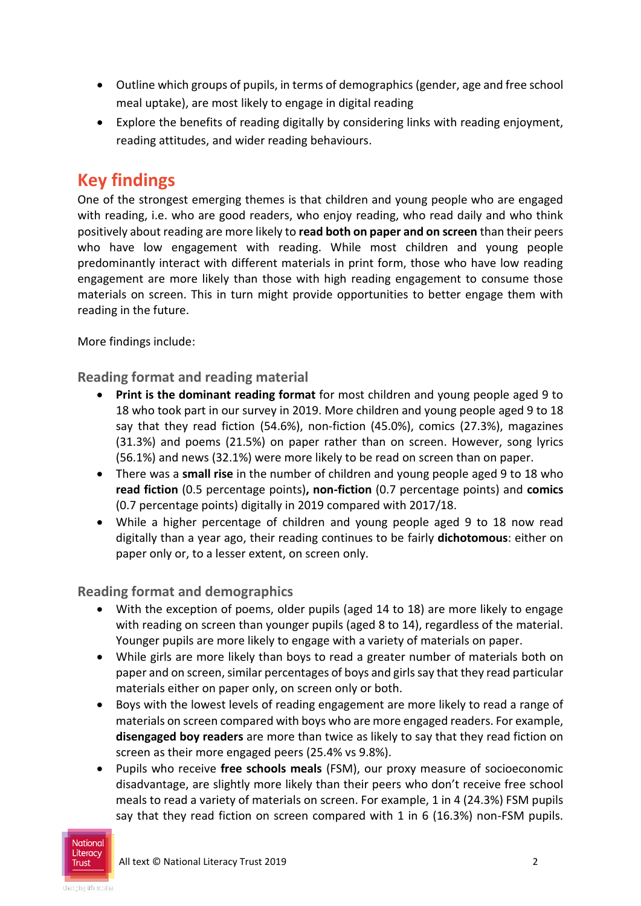- Outline which groups of pupils, in terms of demographics (gender, age and free school meal uptake), are most likely to engage in digital reading
- Explore the benefits of reading digitally by considering links with reading enjoyment, reading attitudes, and wider reading behaviours.

## Key findings

One of the strongest emerging themes is that children and young people who are engaged with reading, i.e. who are good readers, who enjoy reading, who read daily and who think positively about reading are more likely to **read both on paper and on screen** than their peers who have low engagement with reading. While most children and young people predominantly interact with different materials in print form, those who have low reading engagement are more likely than those with high reading engagement to consume those materials on screen. This in turn might provide opportunities to better engage them with reading in the future.

More findings include:

### Reading format and reading material

- **Print is the dominant reading format** for most children and young people aged 9 to 18 who took part in our survey in 2019. More children and young people aged 9 to 18 say that they read fiction (54.6%), non-fiction (45.0%), comics (27.3%), magazines (31.3%) and poems (21.5%) on paper rather than on screen. However, song lyrics (56.1%) and news (32.1%) were more likely to be read on screen than on paper.
- There was a **small rise** in the number of children and young people aged 9 to 18 who **read fiction** (0.5 percentage points)**, non-fiction** (0.7 percentage points) and **comics** (0.7 percentage points) digitally in 2019 compared with 2017/18.
- While a higher percentage of children and young people aged 9 to 18 now read digitally than a year ago, their reading continues to be fairly **dichotomous**: either on paper only or, to a lesser extent, on screen only.

### Reading format and demographics

- With the exception of poems, older pupils (aged 14 to 18) are more likely to engage with reading on screen than younger pupils (aged 8 to 14), regardless of the material. Younger pupils are more likely to engage with a variety of materials on paper.
- While girls are more likely than boys to read a greater number of materials both on paper and on screen, similar percentages of boys and girls say that they read particular materials either on paper only, on screen only or both.
- Boys with the lowest levels of reading engagement are more likely to read a range of materials on screen compared with boys who are more engaged readers. For example, **disengaged boy readers** are more than twice as likely to say that they read fiction on screen as their more engaged peers (25.4% vs 9.8%).
- Pupils who receive **free schools meals** (FSM), our proxy measure of socioeconomic disadvantage, are slightly more likely than their peers who don't receive free school meals to read a variety of materials on screen. For example, 1 in 4 (24.3%) FSM pupils say that they read fiction on screen compared with 1 in 6 (16.3%) non-FSM pupils.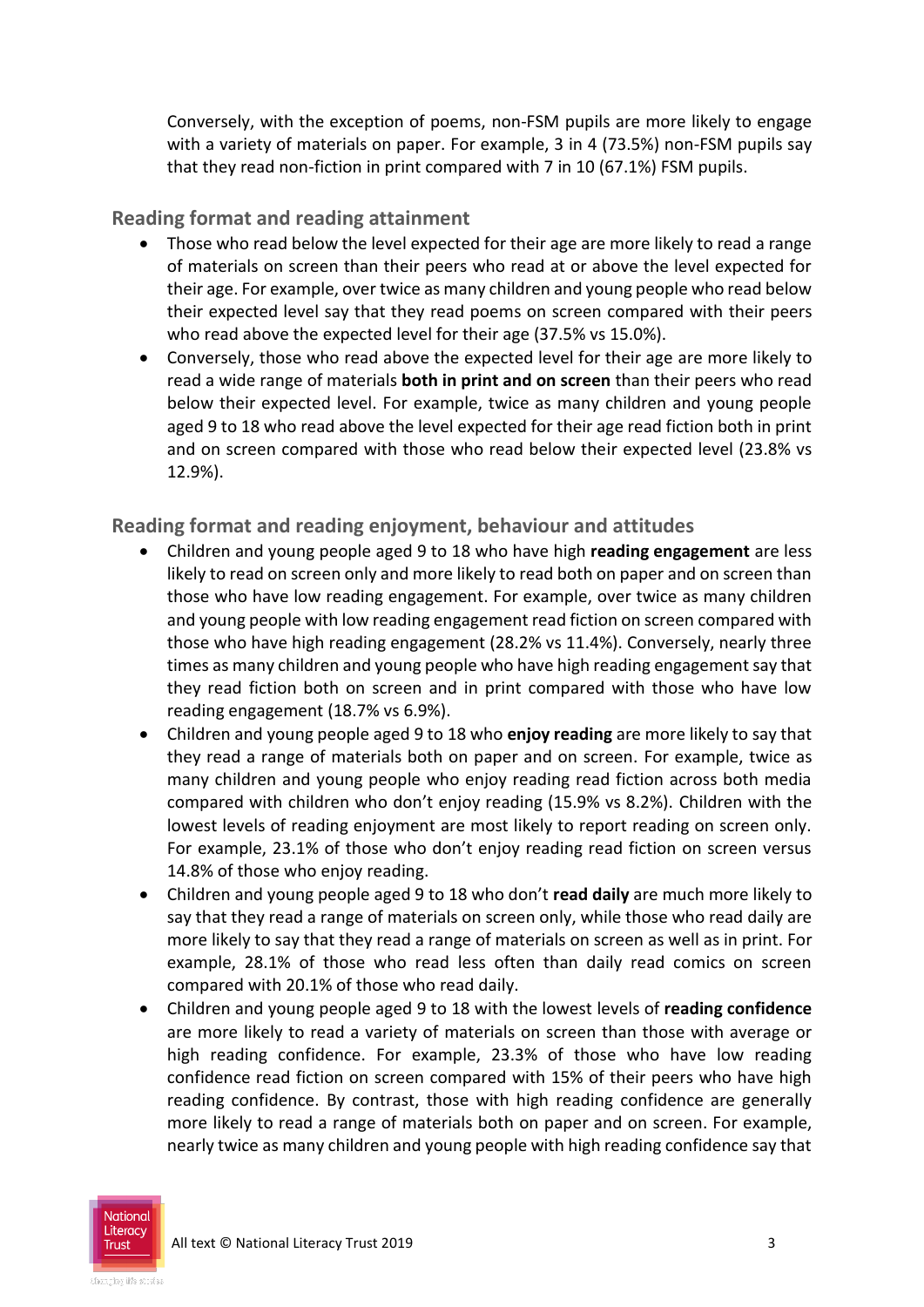Conversely, with the exception of poems, non-FSM pupils are more likely to engage with a variety of materials on paper. For example, 3 in 4 (73.5%) non-FSM pupils say that they read non-fiction in print compared with 7 in 10 (67.1%) FSM pupils.

### Reading format and reading attainment

- Those who read below the level expected for their age are more likely to read a range of materials on screen than their peers who read at or above the level expected for their age. For example, over twice as many children and young people who read below their expected level say that they read poems on screen compared with their peers who read above the expected level for their age (37.5% vs 15.0%).
- Conversely, those who read above the expected level for their age are more likely to read a wide range of materials **both in print and on screen** than their peers who read below their expected level. For example, twice as many children and young people aged 9 to 18 who read above the level expected for their age read fiction both in print and on screen compared with those who read below their expected level (23.8% vs 12.9%).

### Reading format and reading enjoyment, behaviour and attitudes

- Children and young people aged 9 to 18 who have high **reading engagement** are less likely to read on screen only and more likely to read both on paper and on screen than those who have low reading engagement. For example, over twice as many children and young people with low reading engagement read fiction on screen compared with those who have high reading engagement (28.2% vs 11.4%). Conversely, nearly three times as many children and young people who have high reading engagement say that they read fiction both on screen and in print compared with those who have low reading engagement (18.7% vs 6.9%).
- Children and young people aged 9 to 18 who **enjoy reading** are more likely to say that they read a range of materials both on paper and on screen. For example, twice as many children and young people who enjoy reading read fiction across both media compared with children who don't enjoy reading (15.9% vs 8.2%). Children with the lowest levels of reading enjoyment are most likely to report reading on screen only. For example, 23.1% of those who don't enjoy reading read fiction on screen versus 14.8% of those who enjoy reading.
- Children and young people aged 9 to 18 who don't **read daily** are much more likely to say that they read a range of materials on screen only, while those who read daily are more likely to say that they read a range of materials on screen as well as in print. For example, 28.1% of those who read less often than daily read comics on screen compared with 20.1% of those who read daily.
- Children and young people aged 9 to 18 with the lowest levels of **reading confidence** are more likely to read a variety of materials on screen than those with average or high reading confidence. For example, 23.3% of those who have low reading confidence read fiction on screen compared with 15% of their peers who have high reading confidence. By contrast, those with high reading confidence are generally more likely to read a range of materials both on paper and on screen. For example, nearly twice as many children and young people with high reading confidence say that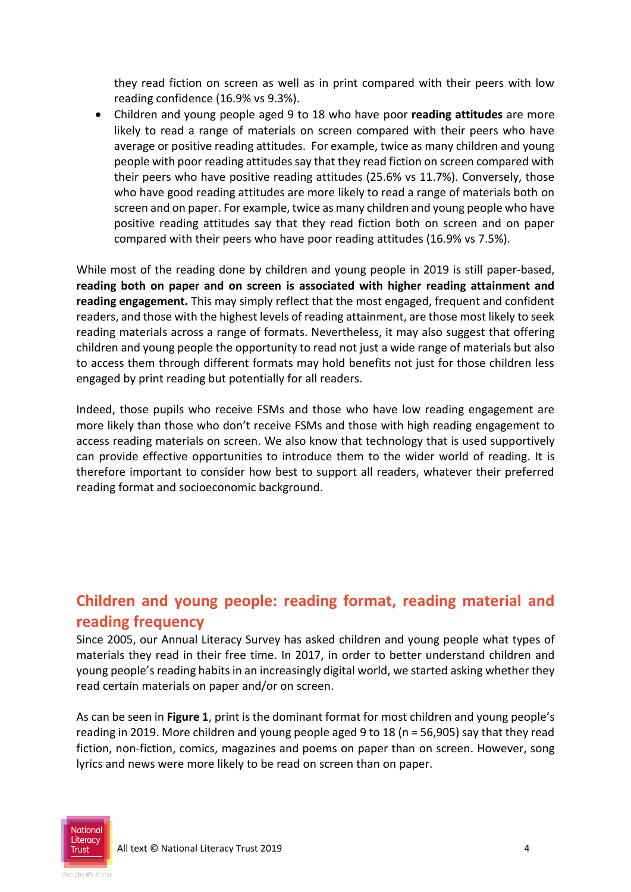they read fiction on screen as well as in print compared with their peers with low reading confidence (16.9% vs 9.3%).

- Children and young people aged 9 to 18 who have poor **reading attitudes** are more likely to read a range of materials on screen compared with their peers who have average or positive reading attitudes. For example, twice as many children and young people with poor reading attitudes say that they read fiction on screen compared with their peers who have positive reading attitudes (25.6% vs 11.7%). Conversely, those who have good reading attitudes are more likely to read a range of materials both on screen and on paper. For example, twice as many children and young people who have positive reading attitudes say that they read fiction both on screen and on paper compared with their peers who have poor reading attitudes (16.9% vs 7.5%).

While most of the reading done by children and young people in 2019 is still paper-based, **reading both on paper and on screen is associated with higher reading attainment and reading engagement.** This may simply reflect that the most engaged, frequent and confident readers, and those with the highest levels of reading attainment, are those most likely to seek reading materials across a range of formats. Nevertheless, it may also suggest that offering children and young people the opportunity to read not just a wide range of materials but also to access them through different formats may hold benefits not just for those children less engaged by print reading but potentially for all readers.

Indeed, those pupils who receive FSMs and those who have low reading engagement are more likely than those who don't receive FSMs and those with high reading engagement to access reading materials on screen. We also know that technology that is used supportively can provide effective opportunities to introduce them to the wider world of reading. It is therefore important to consider how best to support all readers, whatever their preferred reading format and socioeconomic background.

## Children and young people: reading format, reading material and reading frequency

Since 2005, our Annual Literacy Survey has asked children and young people what types of materials they read in their free time. In 2017, in order to better understand children and young people's reading habits in an increasingly digital world, we started asking whether they read certain materials on paper and/or on screen.

As can be seen in **Figure 1**, print is the dominant format for most children and young people's reading in 2019. More children and young people aged 9 to 18 (n = 56,905) say that they read fiction, non-fiction, comics, magazines and poems on paper than on screen. However, song lyrics and news were more likely to be read on screen than on paper.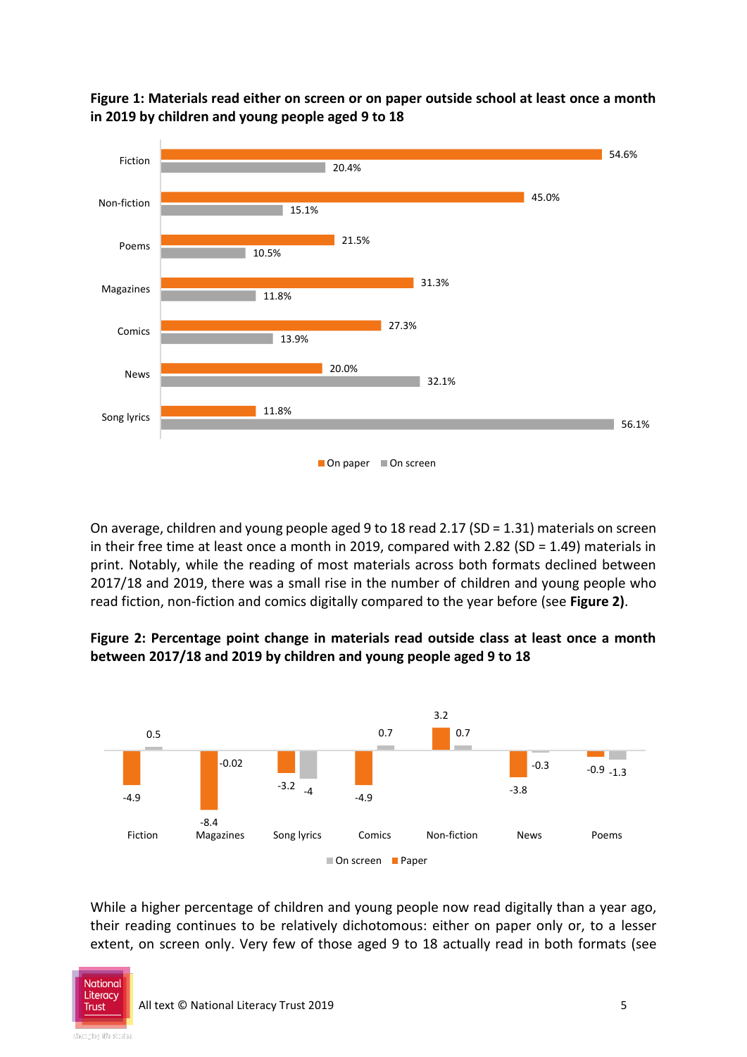**Figure 1: Materials read either on screen or on paper outside school at least once a month in 2019 by children and young people aged 9 to 18**

| | On paper | On screen |
|---|---|---|
| Fiction | 54.6% | 20.4% |
| Non-fiction | 45.0% | 15.1% |
| Poems | 21.5% | 10.5% |
| Magazines | 31.3% | 11.8% |
| Comics | 27.3% | 13.9% |
| News | 20.0% | 32.1% |
| Song lyrics | 11.8% | 56.1% |

On average, children and young people aged 9 to 18 read 2.17 (SD = 1.31) materials on screen in their free time at least once a month in 2019, compared with 2.82 (SD = 1.49) materials in print. Notably, while the reading of most materials across both formats declined between 2017/18 and 2019, there was a small rise in the number of children and young people who read fiction, non-fiction and comics digitally compared to the year before (see **Figure 2)**.

**Figure 2: Percentage point change in materials read outside class at least once a month between 2017/18 and 2019 by children and young people aged 9 to 18**

| | Paper | On screen |
|---|---|---|
| Fiction | -4.9 | 0.5 |
| Magazines | -8.4 | -0.02 |
| Song lyrics | -3.2 | -4 |
| Comics | -4.9 | 0.7 |
| Non-fiction | 3.2 | 0.7 |
| News | -3.8 | -0.3 |
| Poems | -0.9 | -1.3 |

While a higher percentage of children and young people now read digitally than a year ago, their reading continues to be relatively dichotomous: either on paper only or, to a lesser extent, on screen only. Very few of those aged 9 to 18 actually read in both formats (see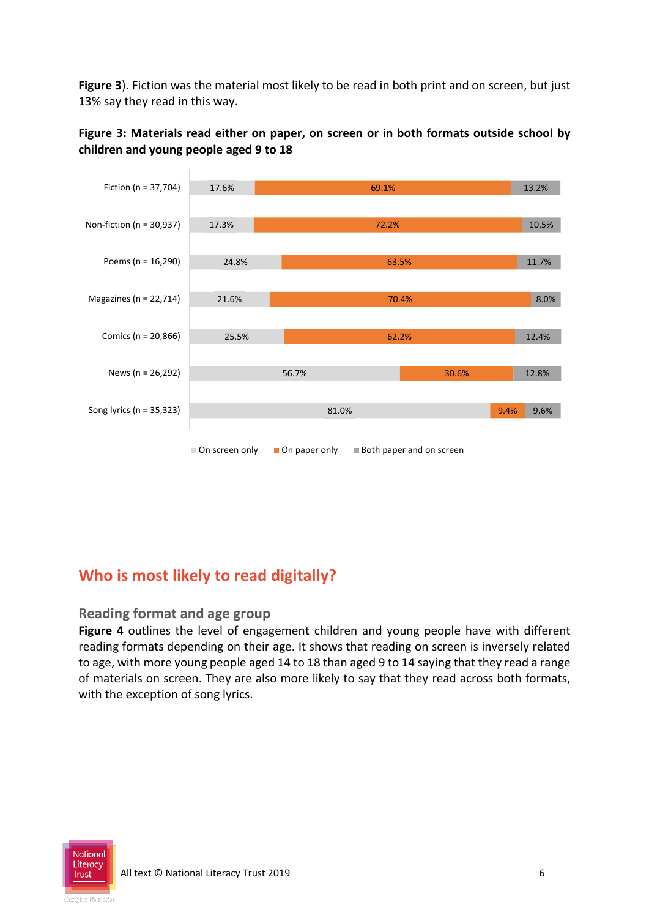Figure 3). Fiction was the material most likely to be read in both print and on screen, but just 13% say they read in this way.

**Figure 3: Materials read either on paper, on screen or in both formats outside school by children and young people aged 9 to 18**

| Material | On screen only | On paper only | Both paper and on screen |
|---|---|---|---|
| Fiction (n = 37,704) | 17.6% | 69.1% | 13.2% |
| Non-fiction (n = 30,937) | 17.3% | 72.2% | 10.5% |
| Poems (n = 16,290) | 24.8% | 63.5% | 11.7% |
| Magazines (n = 22,714) | 21.6% | 70.4% | 8.0% |
| Comics (n = 20,866) | 25.5% | 62.2% | 12.4% |
| News (n = 26,292) | 56.7% | 30.6% | 12.8% |
| Song lyrics (n = 35,323) | 81.0% | 9.4% | 9.6% |

## Who is most likely to read digitally?

### Reading format and age group

**Figure 4** outlines the level of engagement children and young people have with different reading formats depending on their age. It shows that reading on screen is inversely related to age, with more young people aged 14 to 18 than aged 9 to 14 saying that they read a range of materials on screen. They are also more likely to say that they read across both formats, with the exception of song lyrics.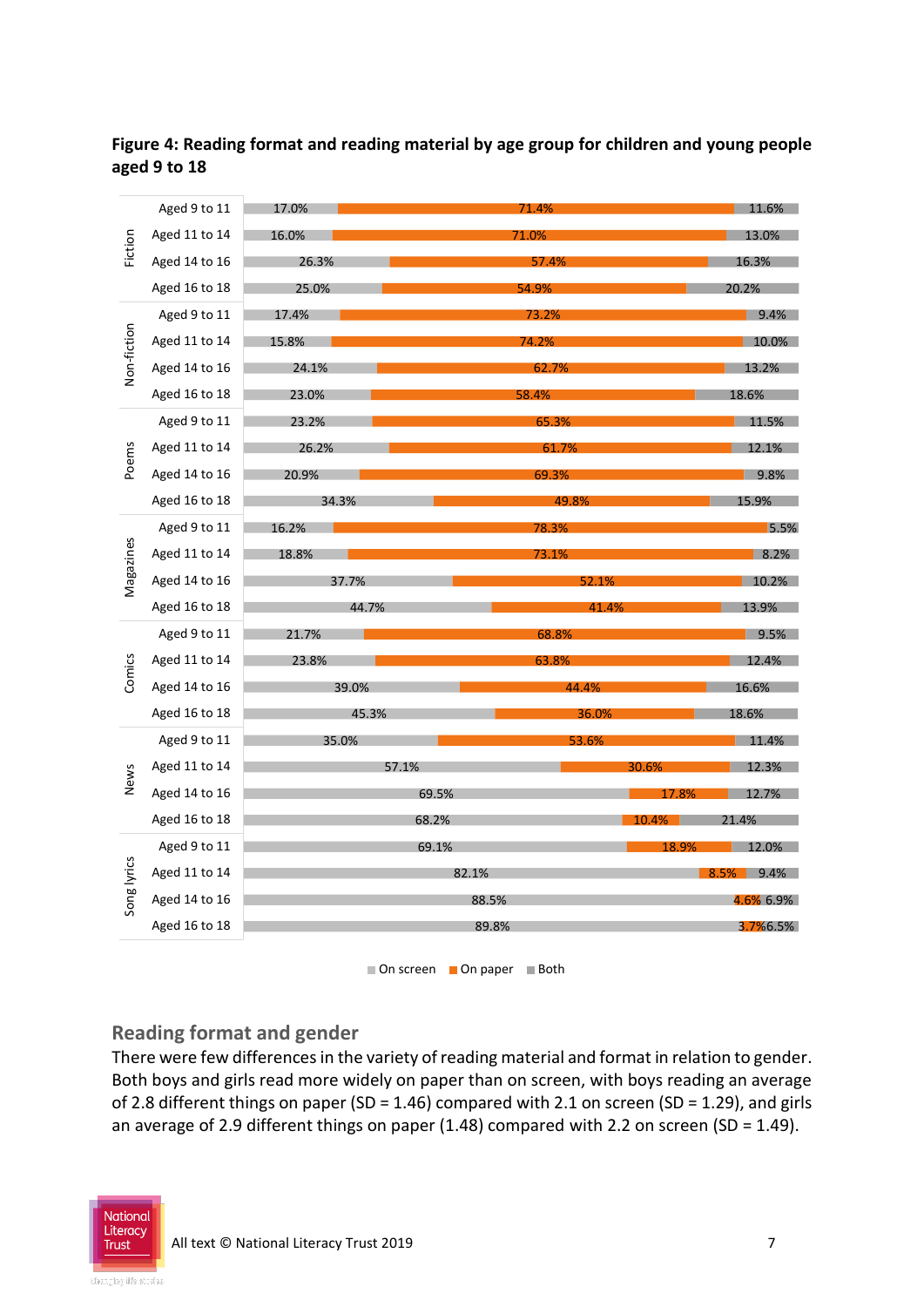**Figure 4: Reading format and reading material by age group for children and young people aged 9 to 18**

| Material | Age group | On screen | On paper | Both |
|---|---|---|---|---|
| Fiction | Aged 9 to 11 | 17.0% | 71.4% | 11.6% |
| | Aged 11 to 14 | 16.0% | 71.0% | 13.0% |
| | Aged 14 to 16 | 26.3% | 57.4% | 16.3% |
| | Aged 16 to 18 | 25.0% | 54.9% | 20.2% |
| Non-fiction | Aged 9 to 11 | 17.4% | 73.2% | 9.4% |
| | Aged 11 to 14 | 15.8% | 74.2% | 10.0% |
| | Aged 14 to 16 | 24.1% | 62.7% | 13.2% |
| | Aged 16 to 18 | 23.0% | 58.4% | 18.6% |
| Poems | Aged 9 to 11 | 23.2% | 65.3% | 11.5% |
| | Aged 11 to 14 | 26.2% | 61.7% | 12.1% |
| | Aged 14 to 16 | 20.9% | 69.3% | 9.8% |
| | Aged 16 to 18 | 34.3% | 49.8% | 15.9% |
| Magazines | Aged 9 to 11 | 16.2% | 78.3% | 5.5% |
| | Aged 11 to 14 | 18.8% | 73.1% | 8.2% |
| | Aged 14 to 16 | 37.7% | 52.1% | 10.2% |
| | Aged 16 to 18 | 44.7% | 41.4% | 13.9% |
| Comics | Aged 9 to 11 | 21.7% | 68.8% | 9.5% |
| | Aged 11 to 14 | 23.8% | 63.8% | 12.4% |
| | Aged 14 to 16 | 39.0% | 44.4% | 16.6% |
| | Aged 16 to 18 | 45.3% | 36.0% | 18.6% |
| News | Aged 9 to 11 | 35.0% | 53.6% | 11.4% |
| | Aged 11 to 14 | 57.1% | 30.6% | 12.3% |
| | Aged 14 to 16 | 69.5% | 17.8% | 12.7% |
| | Aged 16 to 18 | 68.2% | 10.4% | 21.4% |
| Song lyrics | Aged 9 to 11 | 69.1% | 18.9% | 12.0% |
| | Aged 11 to 14 | 82.1% | 8.5% | 9.4% |
| | Aged 14 to 16 | 88.5% | 4.6% | 6.9% |
| | Aged 16 to 18 | 89.8% | 3.7% | 6.5% |

## Reading format and gender

There were few differences in the variety of reading material and format in relation to gender. Both boys and girls read more widely on paper than on screen, with boys reading an average of 2.8 different things on paper (SD = 1.46) compared with 2.1 on screen (SD = 1.29), and girls an average of 2.9 different things on paper (1.48) compared with 2.2 on screen (SD = 1.49).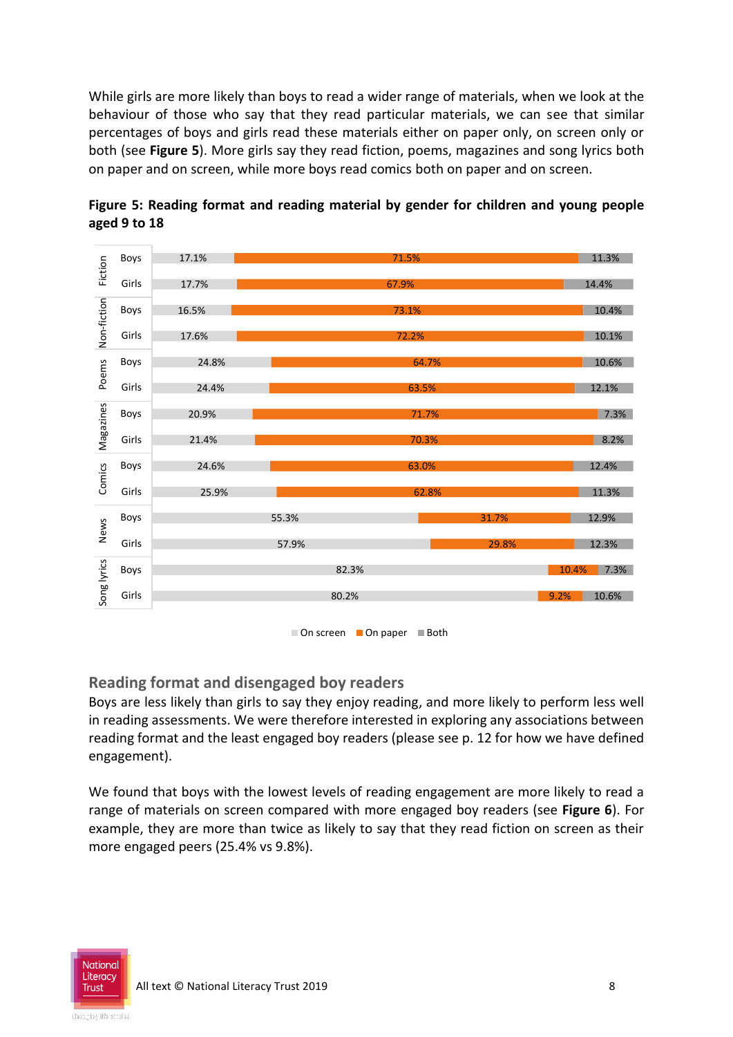While girls are more likely than boys to read a wider range of materials, when we look at the behaviour of those who say that they read particular materials, we can see that similar percentages of boys and girls read these materials either on paper only, on screen only or both (see **Figure 5**). More girls say they read fiction, poems, magazines and song lyrics both on paper and on screen, while more boys read comics both on paper and on screen.

**Figure 5: Reading format and reading material by gender for children and young people aged 9 to 18**

| Material | Gender | On screen | On paper | Both |
|---|---|---|---|---|
| Fiction | Boys | 17.1% | 71.5% | 11.3% |
| | Girls | 17.7% | 67.9% | 14.4% |
| Non-fiction | Boys | 16.5% | 73.1% | 10.4% |
| | Girls | 17.6% | 72.2% | 10.1% |
| Poems | Boys | 24.8% | 64.7% | 10.6% |
| | Girls | 24.4% | 63.5% | 12.1% |
| Magazines | Boys | 20.9% | 71.7% | 7.3% |
| | Girls | 21.4% | 70.3% | 8.2% |
| Comics | Boys | 24.6% | 63.0% | 12.4% |
| | Girls | 25.9% | 62.8% | 11.3% |
| News | Boys | 55.3% | 31.7% | 12.9% |
| | Girls | 57.9% | 29.8% | 12.3% |
| Song lyrics | Boys | 82.3% | 10.4% | 7.3% |
| | Girls | 80.2% | 9.2% | 10.6% |

## Reading format and disengaged boy readers

Boys are less likely than girls to say they enjoy reading, and more likely to perform less well in reading assessments. We were therefore interested in exploring any associations between reading format and the least engaged boy readers (please see p. 12 for how we have defined engagement).

We found that boys with the lowest levels of reading engagement are more likely to read a range of materials on screen compared with more engaged boy readers (see **Figure 6**). For example, they are more than twice as likely to say that they read fiction on screen as their more engaged peers (25.4% vs 9.8%).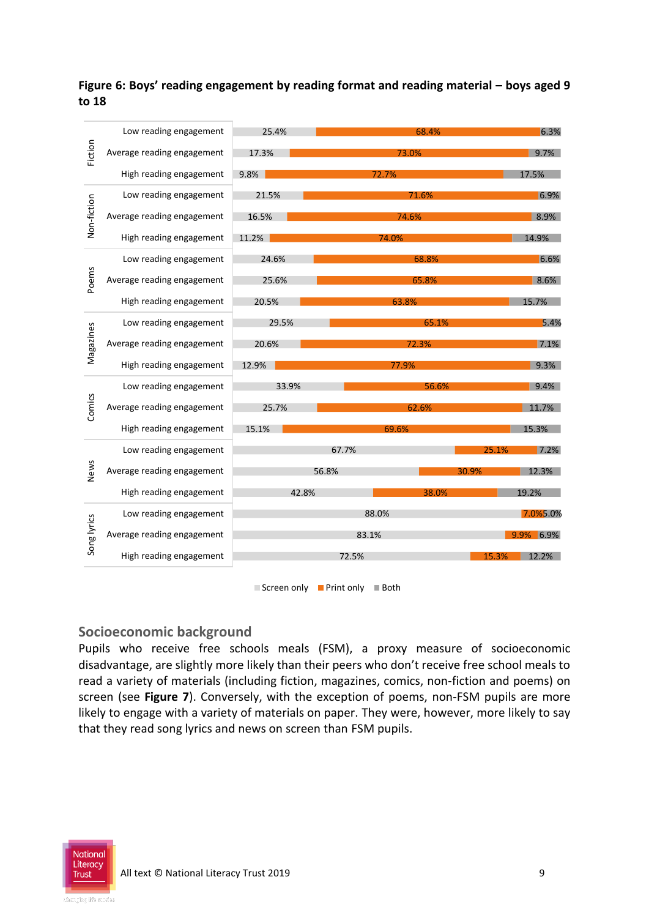**Figure 6: Boys' reading engagement by reading format and reading material – boys aged 9 to 18**

| Material | Engagement | Screen only | Print only | Both |
|---|---|---|---|---|
| Fiction | Low reading engagement | 25.4% | 68.4% | 6.3% |
| | Average reading engagement | 17.3% | 73.0% | 9.7% |
| | High reading engagement | 9.8% | 72.7% | 17.5% |
| Non-fiction | Low reading engagement | 21.5% | 71.6% | 6.9% |
| | Average reading engagement | 16.5% | 74.6% | 8.9% |
| | High reading engagement | 11.2% | 74.0% | 14.9% |
| Poems | Low reading engagement | 24.6% | 68.8% | 6.6% |
| | Average reading engagement | 25.6% | 65.8% | 8.6% |
| | High reading engagement | 20.5% | 63.8% | 15.7% |
| Magazines | Low reading engagement | 29.5% | 65.1% | 5.4% |
| | Average reading engagement | 20.6% | 72.3% | 7.1% |
| | High reading engagement | 12.9% | 77.9% | 9.3% |
| Comics | Low reading engagement | 33.9% | 56.6% | 9.4% |
| | Average reading engagement | 25.7% | 62.6% | 11.7% |
| | High reading engagement | 15.1% | 69.6% | 15.3% |
| News | Low reading engagement | 67.7% | 25.1% | 7.2% |
| | Average reading engagement | 56.8% | 30.9% | 12.3% |
| | High reading engagement | 42.8% | 38.0% | 19.2% |
| Song lyrics | Low reading engagement | 88.0% | 7.0% | 5.0% |
| | Average reading engagement | 83.1% | 9.9% | 6.9% |
| | High reading engagement | 72.5% | 15.3% | 12.2% |

## Socioeconomic background

Pupils who receive free schools meals (FSM), a proxy measure of socioeconomic disadvantage, are slightly more likely than their peers who don't receive free school meals to read a variety of materials (including fiction, magazines, comics, non-fiction and poems) on screen (see **Figure 7**). Conversely, with the exception of poems, non-FSM pupils are more likely to engage with a variety of materials on paper. They were, however, more likely to say that they read song lyrics and news on screen than FSM pupils.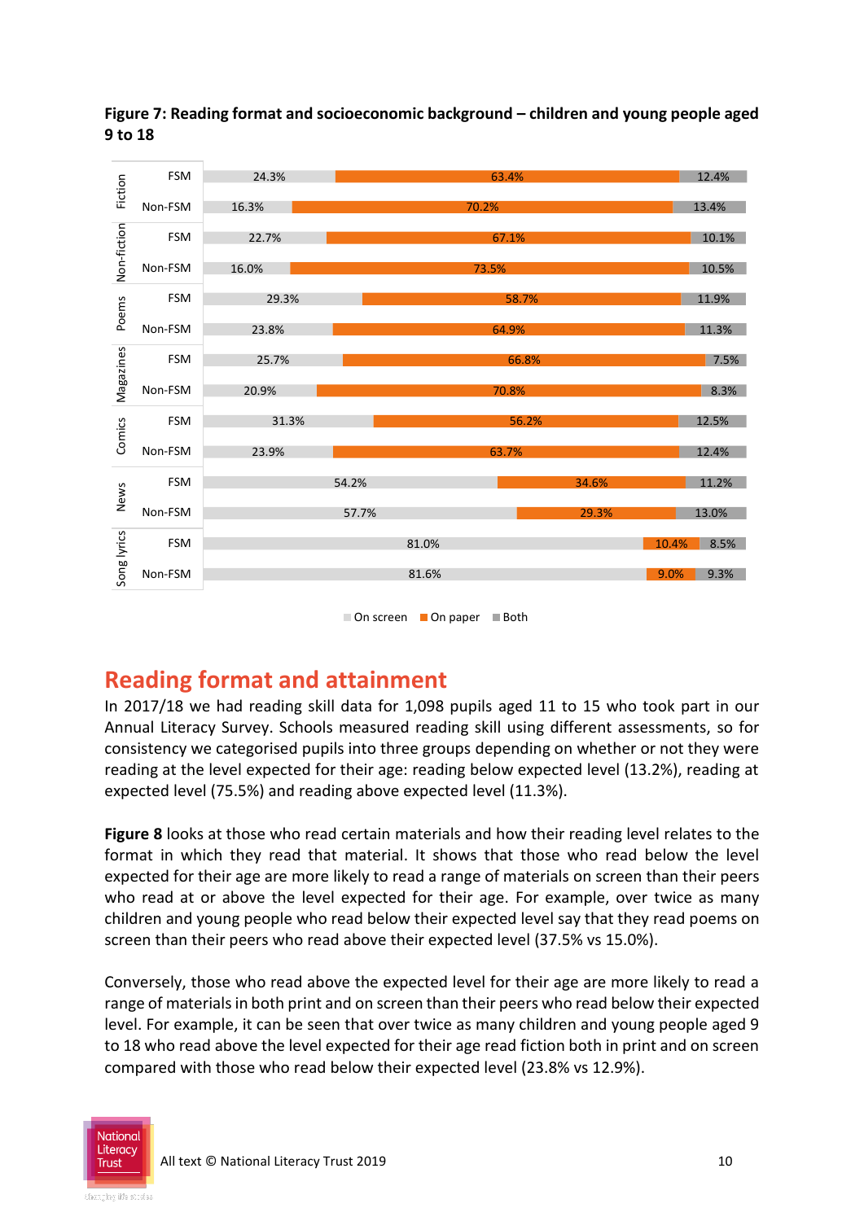**Figure 7: Reading format and socioeconomic background – children and young people aged 9 to 18**

| Material | Group | On screen | On paper | Both |
|---|---|---|---|---|
| Fiction | FSM | 24.3% | 63.4% | 12.4% |
| | Non-FSM | 16.3% | 70.2% | 13.4% |
| Non-fiction | FSM | 22.7% | 67.1% | 10.1% |
| | Non-FSM | 16.0% | 73.5% | 10.5% |
| Poems | FSM | 29.3% | 58.7% | 11.9% |
| | Non-FSM | 23.8% | 64.9% | 11.3% |
| Magazines | FSM | 25.7% | 66.8% | 7.5% |
| | Non-FSM | 20.9% | 70.8% | 8.3% |
| Comics | FSM | 31.3% | 56.2% | 12.5% |
| | Non-FSM | 23.9% | 63.7% | 12.4% |
| News | FSM | 54.2% | 34.6% | 11.2% |
| | Non-FSM | 57.7% | 29.3% | 13.0% |
| Song lyrics | FSM | 81.0% | 10.4% | 8.5% |
| | Non-FSM | 81.6% | 9.0% | 9.3% |

## Reading format and attainment

In 2017/18 we had reading skill data for 1,098 pupils aged 11 to 15 who took part in our Annual Literacy Survey. Schools measured reading skill using different assessments, so for consistency we categorised pupils into three groups depending on whether or not they were reading at the level expected for their age: reading below expected level (13.2%), reading at expected level (75.5%) and reading above expected level (11.3%).

**Figure 8** looks at those who read certain materials and how their reading level relates to the format in which they read that material. It shows that those who read below the level expected for their age are more likely to read a range of materials on screen than their peers who read at or above the level expected for their age. For example, over twice as many children and young people who read below their expected level say that they read poems on screen than their peers who read above their expected level (37.5% vs 15.0%).

Conversely, those who read above the expected level for their age are more likely to read a range of materials in both print and on screen than their peers who read below their expected level. For example, it can be seen that over twice as many children and young people aged 9 to 18 who read above the level expected for their age read fiction both in print and on screen compared with those who read below their expected level (23.8% vs 12.9%).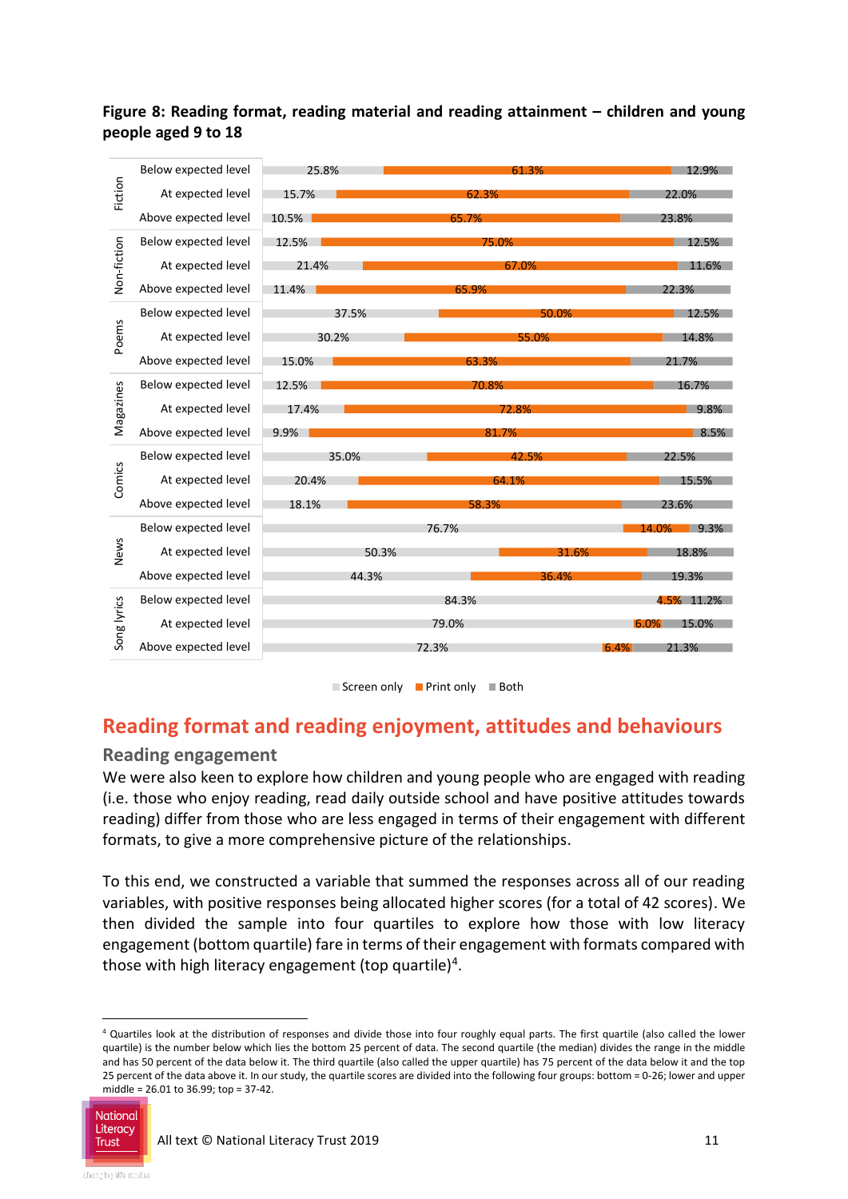**Figure 8: Reading format, reading material and reading attainment – children and young people aged 9 to 18**

| Material | Attainment | Screen only | Print only | Both |
|---|---|---|---|---|
| Fiction | Below expected level | 25.8% | 61.3% | 12.9% |
| | At expected level | 15.7% | 62.3% | 22.0% |
| | Above expected level | 10.5% | 65.7% | 23.8% |
| Non-fiction | Below expected level | 12.5% | 75.0% | 12.5% |
| | At expected level | 21.4% | 67.0% | 11.6% |
| | Above expected level | 11.4% | 65.9% | 22.3% |
| Poems | Below expected level | 37.5% | 50.0% | 12.5% |
| | At expected level | 30.2% | 55.0% | 14.8% |
| | Above expected level | 15.0% | 63.3% | 21.7% |
| Magazines | Below expected level | 12.5% | 70.8% | 16.7% |
| | At expected level | 17.4% | 72.8% | 9.8% |
| | Above expected level | 9.9% | 81.7% | 8.5% |
| Comics | Below expected level | 35.0% | 42.5% | 22.5% |
| | At expected level | 20.4% | 64.1% | 15.5% |
| | Above expected level | 18.1% | 58.3% | 23.6% |
| News | Below expected level | 76.7% | 14.0% | 9.3% |
| | At expected level | 50.3% | 31.6% | 18.8% |
| | Above expected level | 44.3% | 36.4% | 19.3% |
| Song lyrics | Below expected level | 84.3% | 4.5% | 11.2% |
| | At expected level | 79.0% | 6.0% | 15.0% |
| | Above expected level | 72.3% | 6.4% | 21.3% |

## Reading format and reading enjoyment, attitudes and behaviours

### Reading engagement

We were also keen to explore how children and young people who are engaged with reading (i.e. those who enjoy reading, read daily outside school and have positive attitudes towards reading) differ from those who are less engaged in terms of their engagement with different formats, to give a more comprehensive picture of the relationships.

To this end, we constructed a variable that summed the responses across all of our reading variables, with positive responses being allocated higher scores (for a total of 42 scores). We then divided the sample into four quartiles to explore how those with low literacy engagement (bottom quartile) fare in terms of their engagement with formats compared with those with high literacy engagement (top quartile)[4].

[4] Quartiles look at the distribution of responses and divide those into four roughly equal parts. The first quartile (also called the lower quartile) is the number below which lies the bottom 25 percent of data. The second quartile (the median) divides the range in the middle and has 50 percent of the data below it. The third quartile (also called the upper quartile) has 75 percent of the data below it and the top 25 percent of the data above it. In our study, the quartile scores are divided into the following four groups: bottom = 0-26; lower and upper middle = 26.01 to 36.99; top = 37-42.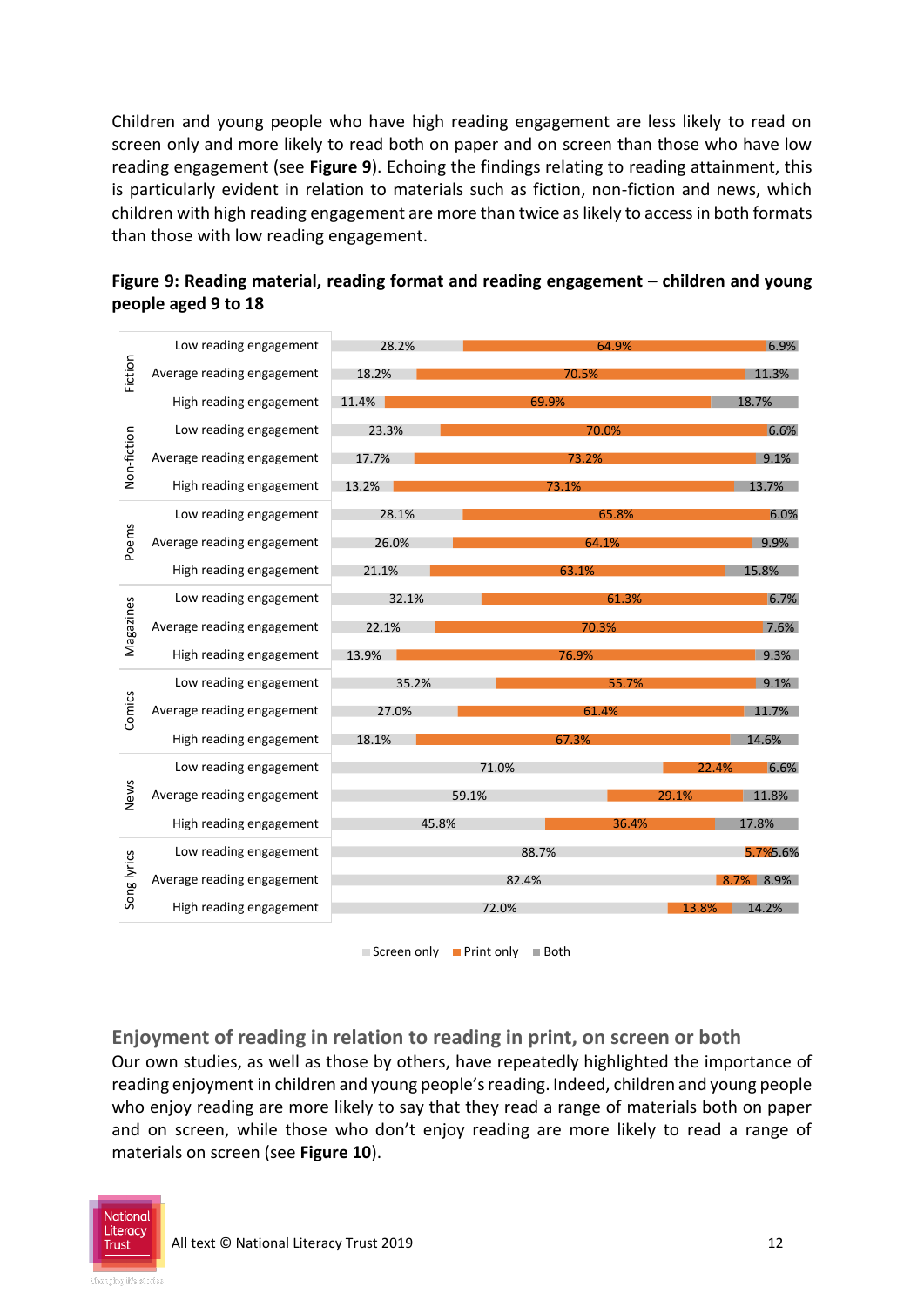Children and young people who have high reading engagement are less likely to read on screen only and more likely to read both on paper and on screen than those who have low reading engagement (see **Figure 9**). Echoing the findings relating to reading attainment, this is particularly evident in relation to materials such as fiction, non-fiction and news, which children with high reading engagement are more than twice as likely to access in both formats than those with low reading engagement.

**Figure 9: Reading material, reading format and reading engagement – children and young people aged 9 to 18**

| Material | Reading engagement | Screen only | Print only | Both |
|---|---|---|---|---|
| Fiction | Low reading engagement | 28.2% | 64.9% | 6.9% |
| | Average reading engagement | 18.2% | 70.5% | 11.3% |
| | High reading engagement | 11.4% | 69.9% | 18.7% |
| Non-fiction | Low reading engagement | 23.3% | 70.0% | 6.6% |
| | Average reading engagement | 17.7% | 73.2% | 9.1% |
| | High reading engagement | 13.2% | 73.1% | 13.7% |
| Poems | Low reading engagement | 28.1% | 65.8% | 6.0% |
| | Average reading engagement | 26.0% | 64.1% | 9.9% |
| | High reading engagement | 21.1% | 63.1% | 15.8% |
| Magazines | Low reading engagement | 32.1% | 61.3% | 6.7% |
| | Average reading engagement | 22.1% | 70.3% | 7.6% |
| | High reading engagement | 13.9% | 76.9% | 9.3% |
| Comics | Low reading engagement | 35.2% | 55.7% | 9.1% |
| | Average reading engagement | 27.0% | 61.4% | 11.7% |
| | High reading engagement | 18.1% | 67.3% | 14.6% |
| News | Low reading engagement | 71.0% | 22.4% | 6.6% |
| | Average reading engagement | 59.1% | 29.1% | 11.8% |
| | High reading engagement | 45.8% | 36.4% | 17.8% |
| Song lyrics | Low reading engagement | 88.7% | 5.7% | 5.6% |
| | Average reading engagement | 82.4% | 8.7% | 8.9% |
| | High reading engagement | 72.0% | 13.8% | 14.2% |

## Enjoyment of reading in relation to reading in print, on screen or both

Our own studies, as well as those by others, have repeatedly highlighted the importance of reading enjoyment in children and young people's reading. Indeed, children and young people who enjoy reading are more likely to say that they read a range of materials both on paper and on screen, while those who don't enjoy reading are more likely to read a range of materials on screen (see **Figure 10**).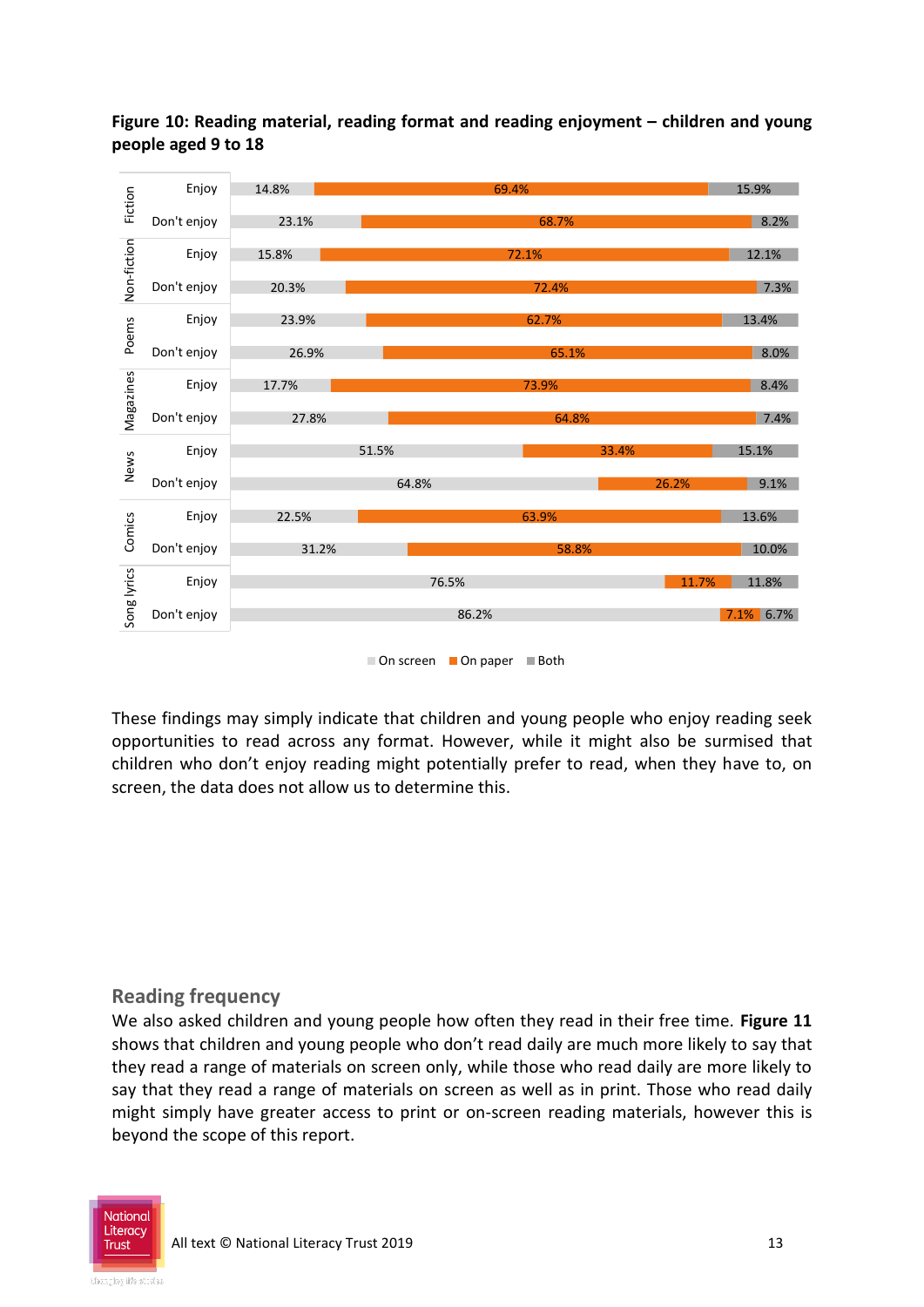**Figure 10: Reading material, reading format and reading enjoyment – children and young people aged 9 to 18**

| Material | Enjoyment | On screen | On paper | Both |
| --- | --- | --- | --- | --- |
| Fiction | Enjoy | 14.8% | 69.4% | 15.9% |
| | Don't enjoy | 23.1% | 68.7% | 8.2% |
| Non-fiction | Enjoy | 15.8% | 72.1% | 12.1% |
| | Don't enjoy | 20.3% | 72.4% | 7.3% |
| Poems | Enjoy | 23.9% | 62.7% | 13.4% |
| | Don't enjoy | 26.9% | 65.1% | 8.0% |
| Magazines | Enjoy | 17.7% | 73.9% | 8.4% |
| | Don't enjoy | 27.8% | 64.8% | 7.4% |
| News | Enjoy | 51.5% | 33.4% | 15.1% |
| | Don't enjoy | 64.8% | 26.2% | 9.1% |
| Comics | Enjoy | 22.5% | 63.9% | 13.6% |
| | Don't enjoy | 31.2% | 58.8% | 10.0% |
| Song lyrics | Enjoy | 76.5% | 11.7% | 11.8% |
| | Don't enjoy | 86.2% | 7.1% | 6.7% |

These findings may simply indicate that children and young people who enjoy reading seek opportunities to read across any format. However, while it might also be surmised that children who don't enjoy reading might potentially prefer to read, when they have to, on screen, the data does not allow us to determine this.

## Reading frequency

We also asked children and young people how often they read in their free time. **Figure 11** shows that children and young people who don't read daily are much more likely to say that they read a range of materials on screen only, while those who read daily are more likely to say that they read a range of materials on screen as well as in print. Those who read daily might simply have greater access to print or on-screen reading materials, however this is beyond the scope of this report.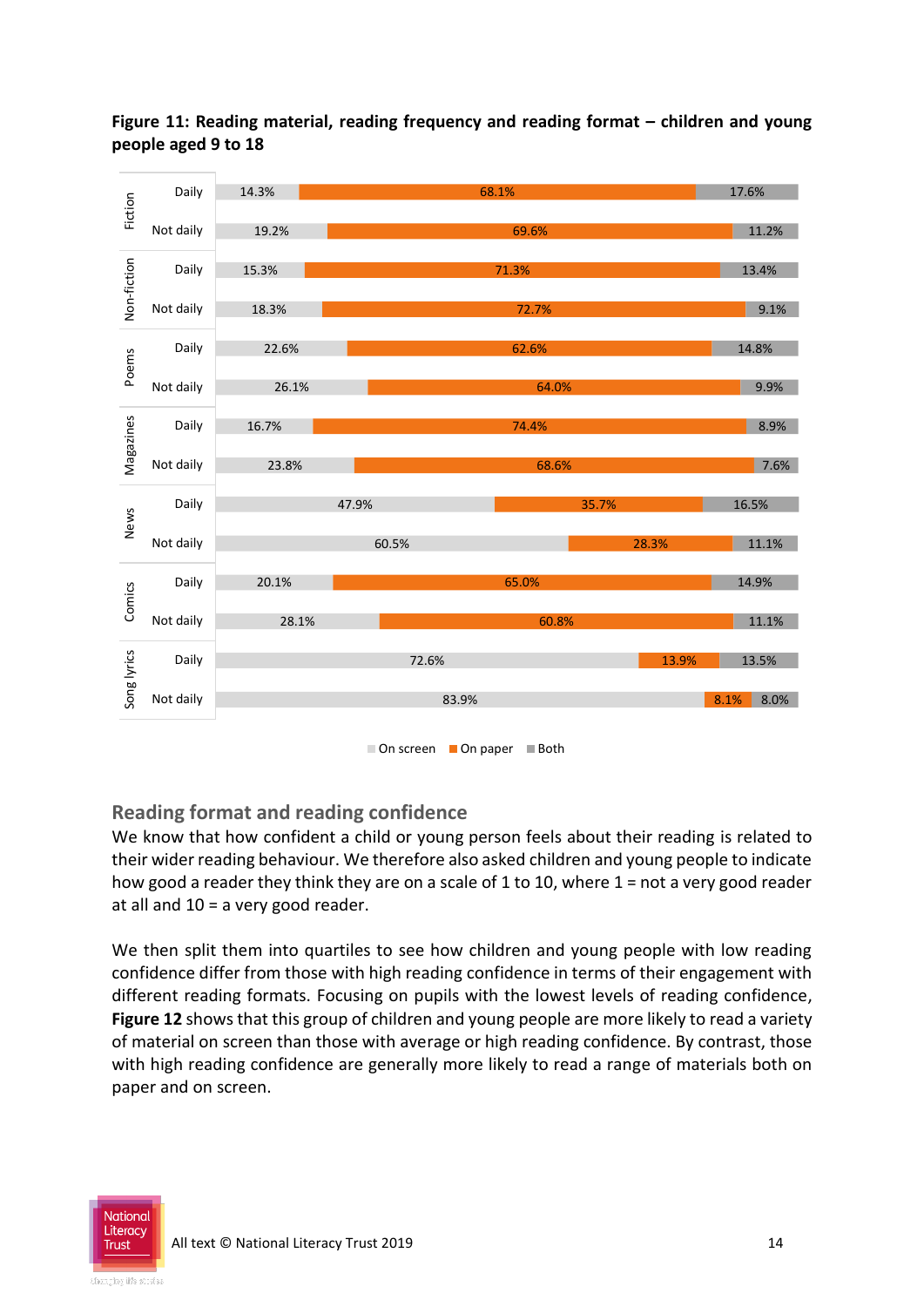**Figure 11: Reading material, reading frequency and reading format – children and young people aged 9 to 18**

| Material | Frequency | On screen | On paper | Both |
|---|---|---|---|---|
| Fiction | Daily | 14.3% | 68.1% | 17.6% |
| | Not daily | 19.2% | 69.6% | 11.2% |
| Non-fiction | Daily | 15.3% | 71.3% | 13.4% |
| | Not daily | 18.3% | 72.7% | 9.1% |
| Poems | Daily | 22.6% | 62.6% | 14.8% |
| | Not daily | 26.1% | 64.0% | 9.9% |
| Magazines | Daily | 16.7% | 74.4% | 8.9% |
| | Not daily | 23.8% | 68.6% | 7.6% |
| News | Daily | 47.9% | 35.7% | 16.5% |
| | Not daily | 60.5% | 28.3% | 11.1% |
| Comics | Daily | 20.1% | 65.0% | 14.9% |
| | Not daily | 28.1% | 60.8% | 11.1% |
| Song lyrics | Daily | 72.6% | 13.9% | 13.5% |
| | Not daily | 83.9% | 8.1% | 8.0% |

## Reading format and reading confidence

We know that how confident a child or young person feels about their reading is related to their wider reading behaviour. We therefore also asked children and young people to indicate how good a reader they think they are on a scale of 1 to 10, where 1 = not a very good reader at all and 10 = a very good reader.

We then split them into quartiles to see how children and young people with low reading confidence differ from those with high reading confidence in terms of their engagement with different reading formats. Focusing on pupils with the lowest levels of reading confidence, **Figure 12** shows that this group of children and young people are more likely to read a variety of material on screen than those with average or high reading confidence. By contrast, those with high reading confidence are generally more likely to read a range of materials both on paper and on screen.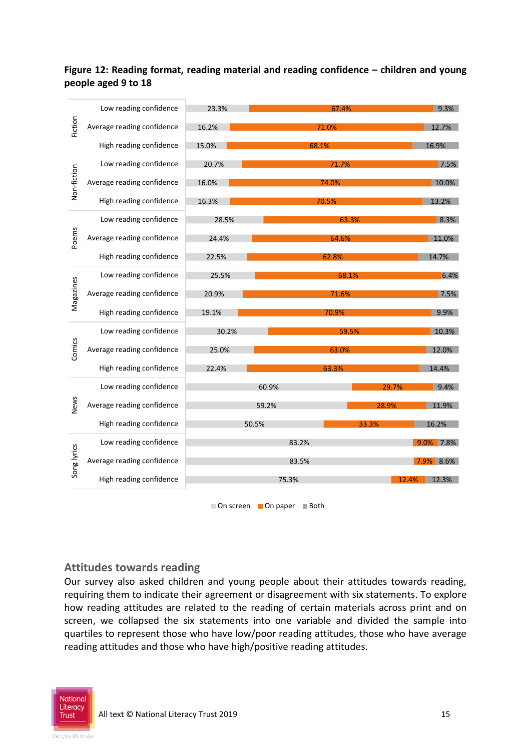**Figure 12: Reading format, reading material and reading confidence – children and young people aged 9 to 18**

| Material | Reading confidence | On screen | On paper | Both |
|---|---|---|---|---|
| Fiction | Low reading confidence | 23.3% | 67.4% | 9.3% |
| | Average reading confidence | 16.2% | 71.0% | 12.7% |
| | High reading confidence | 15.0% | 68.1% | 16.9% |
| Non-fiction | Low reading confidence | 20.7% | 71.7% | 7.5% |
| | Average reading confidence | 16.0% | 74.0% | 10.0% |
| | High reading confidence | 16.3% | 70.5% | 13.2% |
| Poems | Low reading confidence | 28.5% | 63.3% | 8.3% |
| | Average reading confidence | 24.4% | 64.6% | 11.0% |
| | High reading confidence | 22.5% | 62.8% | 14.7% |
| Magazines | Low reading confidence | 25.5% | 68.1% | 6.4% |
| | Average reading confidence | 20.9% | 71.6% | 7.5% |
| | High reading confidence | 19.1% | 70.9% | 9.9% |
| Comics | Low reading confidence | 30.2% | 59.5% | 10.3% |
| | Average reading confidence | 25.0% | 63.0% | 12.0% |
| | High reading confidence | 22.4% | 63.3% | 14.4% |
| News | Low reading confidence | 60.9% | 29.7% | 9.4% |
| | Average reading confidence | 59.2% | 28.9% | 11.9% |
| | High reading confidence | 50.5% | 33.3% | 16.2% |
| Song lyrics | Low reading confidence | 83.2% | 9.0% | 7.8% |
| | Average reading confidence | 83.5% | 7.9% | 8.6% |
| | High reading confidence | 75.3% | 12.4% | 12.3% |

## Attitudes towards reading

Our survey also asked children and young people about their attitudes towards reading, requiring them to indicate their agreement or disagreement with six statements. To explore how reading attitudes are related to the reading of certain materials across print and on screen, we collapsed the six statements into one variable and divided the sample into quartiles to represent those who have low/poor reading attitudes, those who have average reading attitudes and those who have high/positive reading attitudes.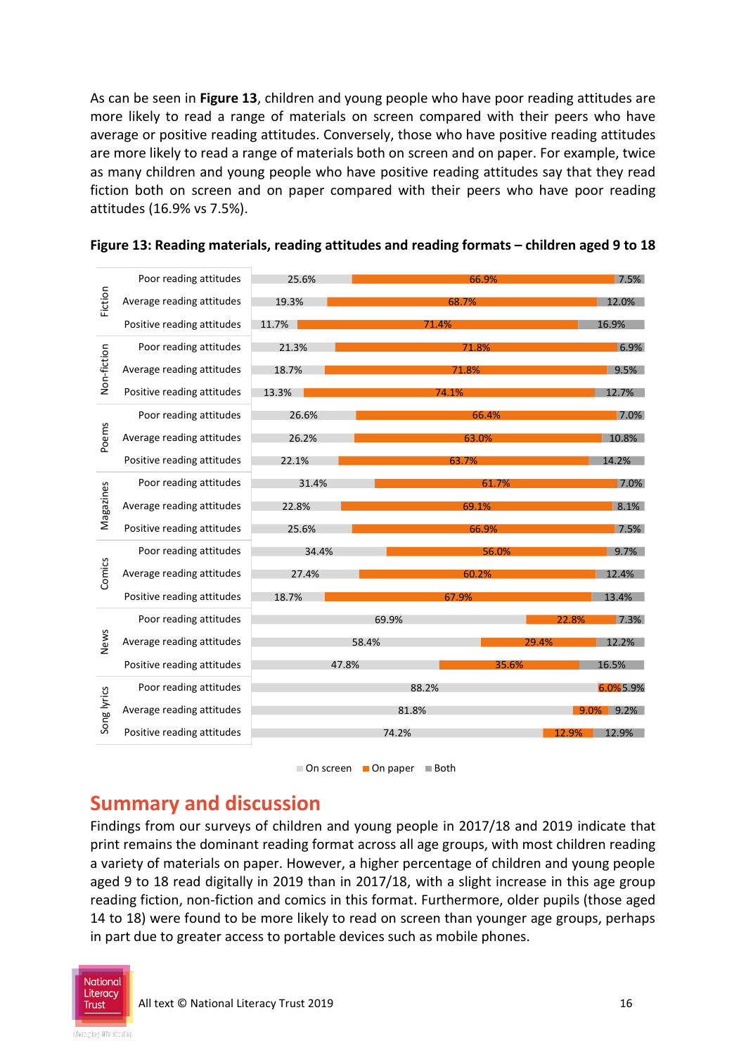As can be seen in **Figure 13**, children and young people who have poor reading attitudes are more likely to read a range of materials on screen compared with their peers who have average or positive reading attitudes. Conversely, those who have positive reading attitudes are more likely to read a range of materials both on screen and on paper. For example, twice as many children and young people who have positive reading attitudes say that they read fiction both on screen and on paper compared with their peers who have poor reading attitudes (16.9% vs 7.5%).

**Figure 13: Reading materials, reading attitudes and reading formats – children aged 9 to 18**

| Material | Reading attitudes | On screen | On paper | Both |
|---|---|---|---|---|
| Fiction | Poor reading attitudes | 25.6% | 66.9% | 7.5% |
| | Average reading attitudes | 19.3% | 68.7% | 12.0% |
| | Positive reading attitudes | 11.7% | 71.4% | 16.9% |
| Non-fiction | Poor reading attitudes | 21.3% | 71.8% | 6.9% |
| | Average reading attitudes | 18.7% | 71.8% | 9.5% |
| | Positive reading attitudes | 13.3% | 74.1% | 12.7% |
| Poems | Poor reading attitudes | 26.6% | 66.4% | 7.0% |
| | Average reading attitudes | 26.2% | 63.0% | 10.8% |
| | Positive reading attitudes | 22.1% | 63.7% | 14.2% |
| Magazines | Poor reading attitudes | 31.4% | 61.7% | 7.0% |
| | Average reading attitudes | 22.8% | 69.1% | 8.1% |
| | Positive reading attitudes | 25.6% | 66.9% | 7.5% |
| Comics | Poor reading attitudes | 34.4% | 56.0% | 9.7% |
| | Average reading attitudes | 27.4% | 60.2% | 12.4% |
| | Positive reading attitudes | 18.7% | 67.9% | 13.4% |
| News | Poor reading attitudes | 69.9% | 22.8% | 7.3% |
| | Average reading attitudes | 58.4% | 29.4% | 12.2% |
| | Positive reading attitudes | 47.8% | 35.6% | 16.5% |
| Song lyrics | Poor reading attitudes | 88.2% | 6.0% | 5.9% |
| | Average reading attitudes | 81.8% | 9.0% | 9.2% |
| | Positive reading attitudes | 74.2% | 12.9% | 12.9% |

## Summary and discussion

Findings from our surveys of children and young people in 2017/18 and 2019 indicate that print remains the dominant reading format across all age groups, with most children reading a variety of materials on paper. However, a higher percentage of children and young people aged 9 to 18 read digitally in 2019 than in 2017/18, with a slight increase in this age group reading fiction, non-fiction and comics in this format. Furthermore, older pupils (those aged 14 to 18) were found to be more likely to read on screen than younger age groups, perhaps in part due to greater access to portable devices such as mobile phones.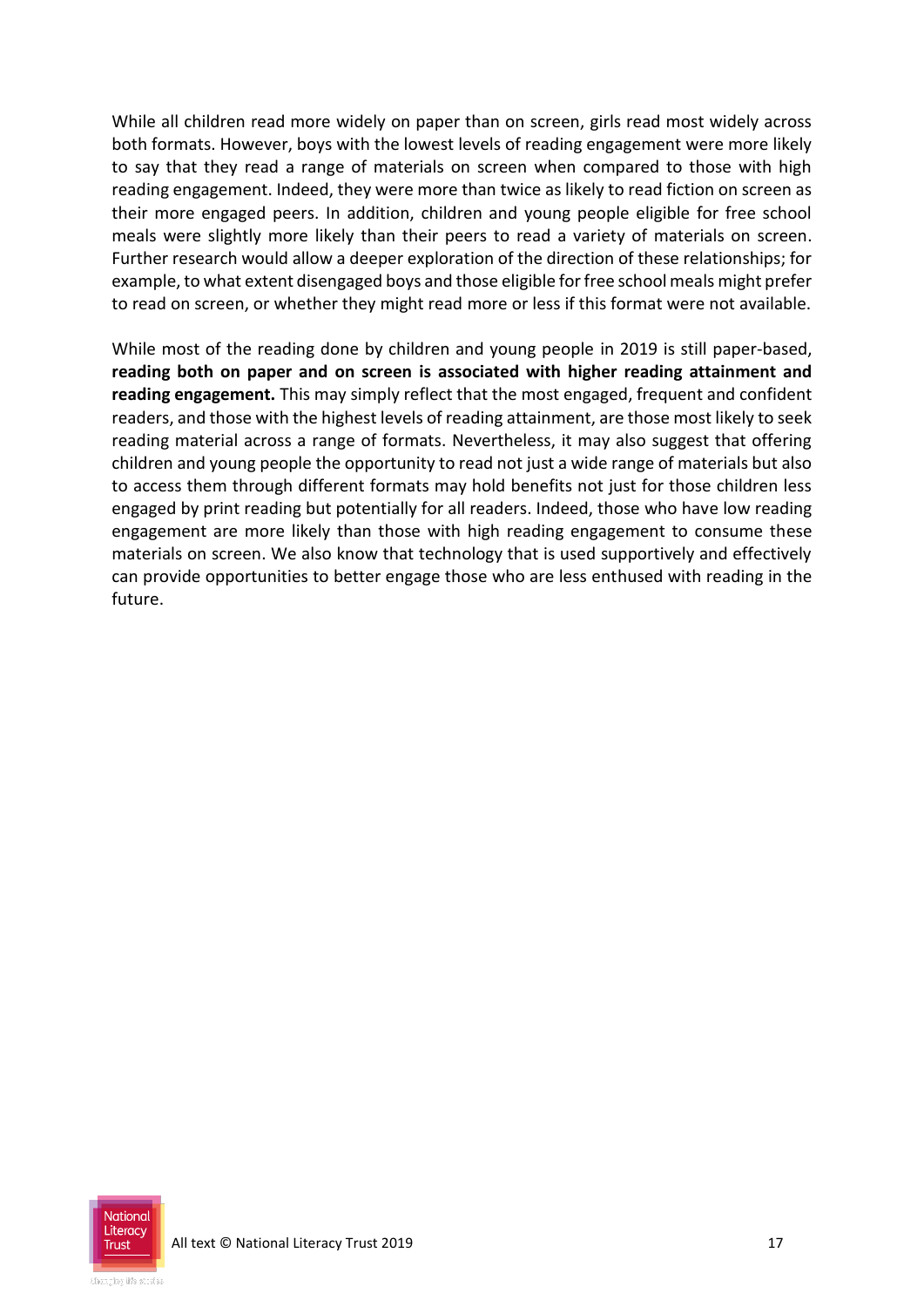While all children read more widely on paper than on screen, girls read most widely across both formats. However, boys with the lowest levels of reading engagement were more likely to say that they read a range of materials on screen when compared to those with high reading engagement. Indeed, they were more than twice as likely to read fiction on screen as their more engaged peers. In addition, children and young people eligible for free school meals were slightly more likely than their peers to read a variety of materials on screen. Further research would allow a deeper exploration of the direction of these relationships; for example, to what extent disengaged boys and those eligible for free school meals might prefer to read on screen, or whether they might read more or less if this format were not available.

While most of the reading done by children and young people in 2019 is still paper-based, **reading both on paper and on screen is associated with higher reading attainment and reading engagement.** This may simply reflect that the most engaged, frequent and confident readers, and those with the highest levels of reading attainment, are those most likely to seek reading material across a range of formats. Nevertheless, it may also suggest that offering children and young people the opportunity to read not just a wide range of materials but also to access them through different formats may hold benefits not just for those children less engaged by print reading but potentially for all readers. Indeed, those who have low reading engagement are more likely than those with high reading engagement to consume these materials on screen. We also know that technology that is used supportively and effectively can provide opportunities to better engage those who are less enthused with reading in the future.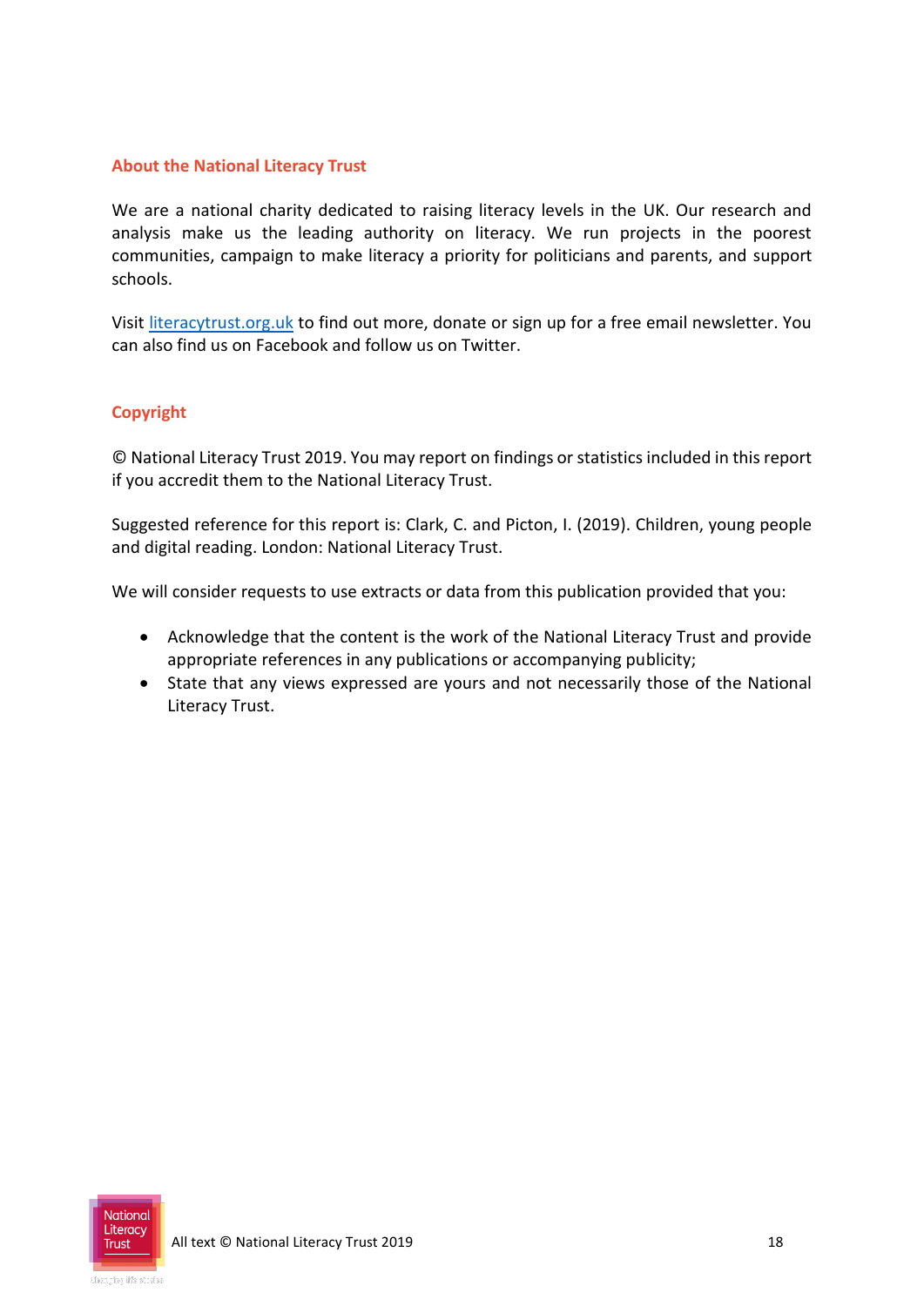## About the National Literacy Trust

We are a national charity dedicated to raising literacy levels in the UK. Our research and analysis make us the leading authority on literacy. We run projects in the poorest communities, campaign to make literacy a priority for politicians and parents, and support schools.

Visit [literacytrust.org.uk](literacytrust.org.uk) to find out more, donate or sign up for a free email newsletter. You can also find us on Facebook and follow us on Twitter.

## Copyright

© National Literacy Trust 2019. You may report on findings or statistics included in this report if you accredit them to the National Literacy Trust.

Suggested reference for this report is: Clark, C. and Picton, I. (2019). Children, young people and digital reading. London: National Literacy Trust.

We will consider requests to use extracts or data from this publication provided that you:

- Acknowledge that the content is the work of the National Literacy Trust and provide appropriate references in any publications or accompanying publicity;
- State that any views expressed are yours and not necessarily those of the National Literacy Trust.